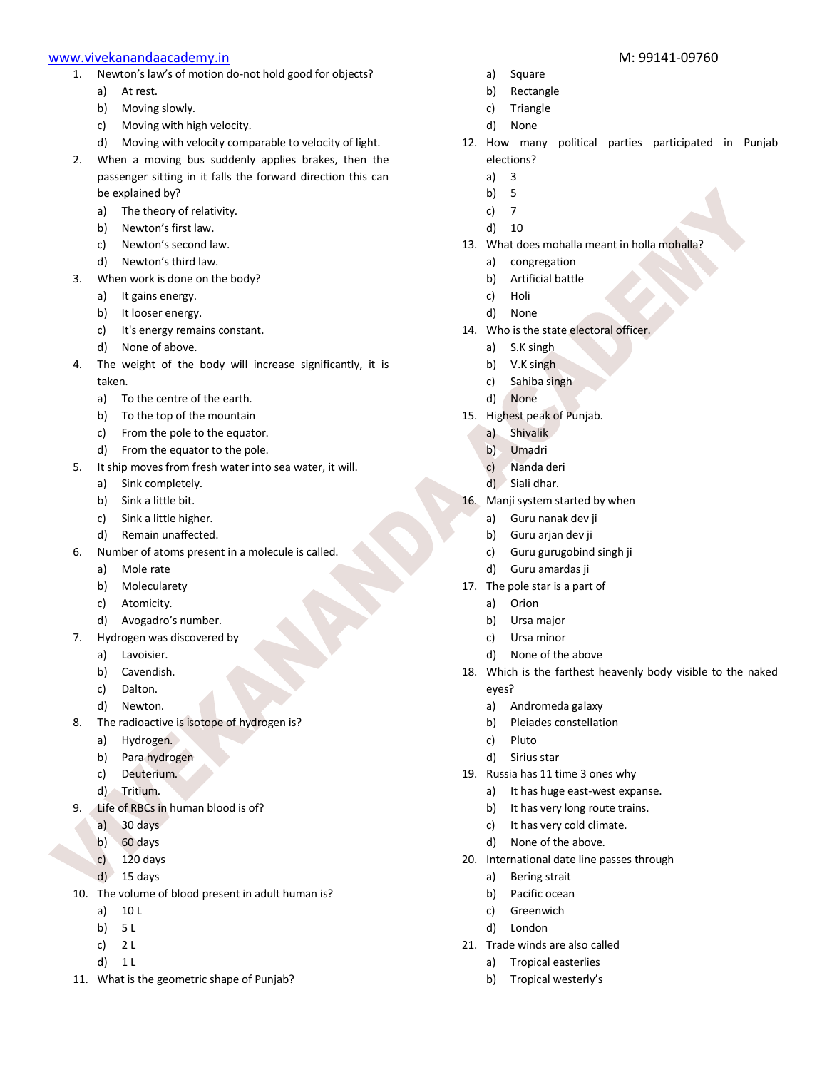1. Newton's law's of motion do-not hold good for objects?
   a) At rest.
   b) Moving slowly.
   c) Moving with high velocity.
   d) Moving with velocity comparable to velocity of light.
2. When a moving bus suddenly applies brakes, then the passenger sitting in it falls the forward direction this can be explained by?
   a) The theory of relativity.
   b) Newton's first law.
   c) Newton's second law.
   d) Newton's third law.
3. When work is done on the body?
   a) It gains energy.
   b) It looser energy.
   c) It's energy remains constant.
   d) None of above.
4. The weight of the body will increase significantly, it is taken.
   a) To the centre of the earth.
   b) To the top of the mountain
   c) From the pole to the equator.
   d) From the equator to the pole.
5. It ship moves from fresh water into sea water, it will.
   a) Sink completely.
   b) Sink a little bit.
   c) Sink a little higher.
   d) Remain unaffected.
6. Number of atoms present in a molecule is called.
   a) Mole rate
   b) Molecularety
   c) Atomicity.
   d) Avogadro's number.
7. Hydrogen was discovered by
   a) Lavoisier.
   b) Cavendish.
   c) Dalton.
   d) Newton.
8. The radioactive is isotope of hydrogen is?
   a) Hydrogen.
   b) Para hydrogen
   c) Deuterium.
   d) Tritium.
9. Life of RBCs in human blood is of?
   a) 30 days
   b) 60 days
   c) 120 days
   d) 15 days
10. The volume of blood present in adult human is?
    a) 10 L
    b) 5 L
    c) 2 L
    d) 1 L
11. What is the geometric shape of Punjab?
    a) Square
    b) Rectangle
    c) Triangle
    d) None
12. How many political parties participated in Punjab elections?
    a) 3
    b) 5
    c) 7
    d) 10
13. What does mohalla meant in holla mohalla?
    a) congregation
    b) Artificial battle
    c) Holi
    d) None
14. Who is the state electoral officer.
    a) S.K singh
    b) V.K singh
    c) Sahiba singh
    d) None
15. Highest peak of Punjab.
    a) Shivalik
    b) Umadri
    c) Nanda deri
    d) Siali dhar.
16. Manji system started by when
    a) Guru nanak dev ji
    b) Guru arjan dev ji
    c) Guru gurugobind singh ji
    d) Guru amardas ji
17. The pole star is a part of
    a) Orion
    b) Ursa major
    c) Ursa minor
    d) None of the above
18. Which is the farthest heavenly body visible to the naked eyes?
    a) Andromeda galaxy
    b) Pleiades constellation
    c) Pluto
    d) Sirius star
19. Russia has 11 time 3 ones why
    a) It has huge east-west expanse.
    b) It has very long route trains.
    c) It has very cold climate.
    d) None of the above.
20. International date line passes through
    a) Bering strait
    b) Pacific ocean
    c) Greenwich
    d) London
21. Trade winds are also called
    a) Tropical easterlies
    b) Tropical westerly's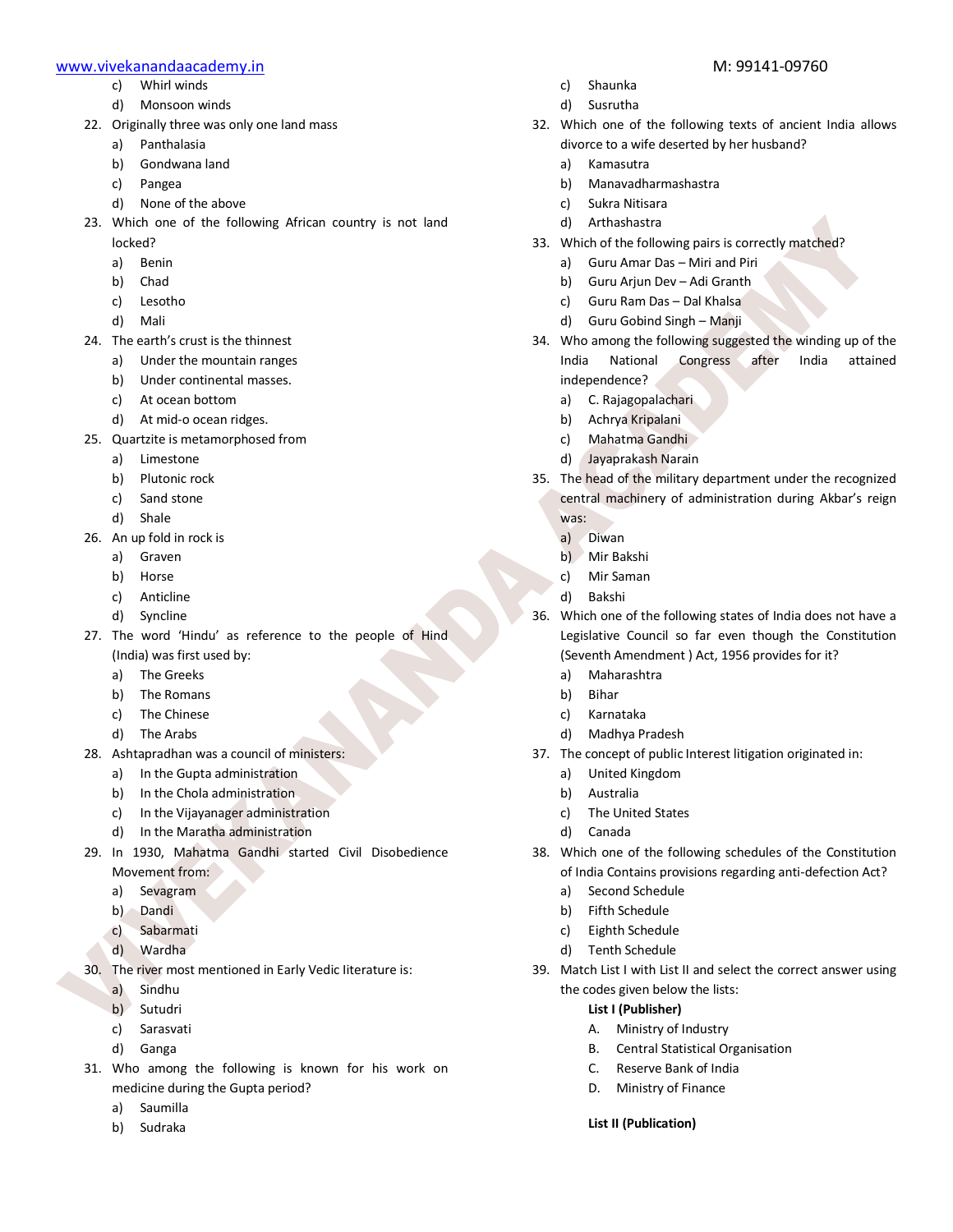c) Whirl winds
d) Monsoon winds

22. Originally three was only one land mass
    a) Panthalasia
    b) Gondwana land
    c) Pangea
    d) None of the above

23. Which one of the following African country is not land locked?
    a) Benin
    b) Chad
    c) Lesotho
    d) Mali

24. The earth's crust is the thinnest
    a) Under the mountain ranges
    b) Under continental masses.
    c) At ocean bottom
    d) At mid-o ocean ridges.

25. Quartzite is metamorphosed from
    a) Limestone
    b) Plutonic rock
    c) Sand stone
    d) Shale

26. An up fold in rock is
    a) Graven
    b) Horse
    c) Anticline
    d) Syncline

27. The word 'Hindu' as reference to the people of Hind (India) was first used by:
    a) The Greeks
    b) The Romans
    c) The Chinese
    d) The Arabs

28. Ashtapradhan was a council of ministers:
    a) In the Gupta administration
    b) In the Chola administration
    c) In the Vijayanager administration
    d) In the Maratha administration

29. In 1930, Mahatma Gandhi started Civil Disobedience Movement from:
    a) Sevagram
    b) Dandi
    c) Sabarmati
    d) Wardha

30. The river most mentioned in Early Vedic literature is:
    a) Sindhu
    b) Sutudri
    c) Sarasvati
    d) Ganga

31. Who among the following is known for his work on medicine during the Gupta period?
    a) Saumilla
    b) Sudraka
    c) Shaunka
    d) Susrutha

32. Which one of the following texts of ancient India allows divorce to a wife deserted by her husband?
    a) Kamasutra
    b) Manavadharmashastra
    c) Sukra Nitisara
    d) Arthashastra

33. Which of the following pairs is correctly matched?
    a) Guru Amar Das – Miri and Piri
    b) Guru Arjun Dev – Adi Granth
    c) Guru Ram Das – Dal Khalsa
    d) Guru Gobind Singh – Manji

34. Who among the following suggested the winding up of the India National Congress after India attained independence?
    a) C. Rajagopalachari
    b) Achrya Kripalani
    c) Mahatma Gandhi
    d) Jayaprakash Narain

35. The head of the military department under the recognized central machinery of administration during Akbar's reign was:
    a) Diwan
    b) Mir Bakshi
    c) Mir Saman
    d) Bakshi

36. Which one of the following states of India does not have a Legislative Council so far even though the Constitution (Seventh Amendment ) Act, 1956 provides for it?
    a) Maharashtra
    b) Bihar
    c) Karnataka
    d) Madhya Pradesh

37. The concept of public Interest litigation originated in:
    a) United Kingdom
    b) Australia
    c) The United States
    d) Canada

38. Which one of the following schedules of the Constitution of India Contains provisions regarding anti-defection Act?
    a) Second Schedule
    b) Fifth Schedule
    c) Eighth Schedule
    d) Tenth Schedule

39. Match List I with List II and select the correct answer using the codes given below the lists:

    **List I (Publisher)**
    A. Ministry of Industry
    B. Central Statistical Organisation
    C. Reserve Bank of India
    D. Ministry of Finance

    **List II (Publication)**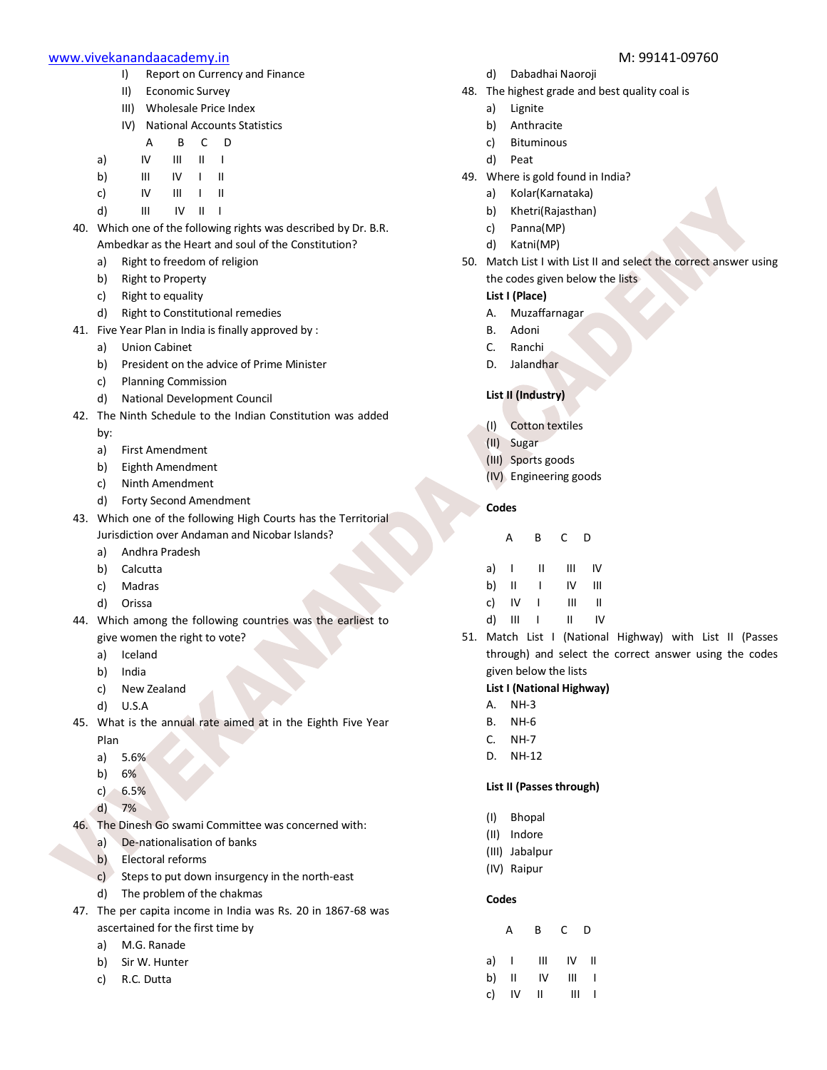I) Report on Currency and Finance

II) Economic Survey

III) Wholesale Price Index

IV) National Accounts Statistics

| | A | B | C | D |
|---|---|---|---|---|
| a) | IV | III | II | I |
| b) | III | IV | I | II |
| c) | IV | III | I | II |
| d) | III | IV | II | I |

40. Which one of the following rights was described by Dr. B.R. Ambedkar as the Heart and soul of the Constitution?
    a) Right to freedom of religion
    b) Right to Property
    c) Right to equality
    d) Right to Constitutional remedies

41. Five Year Plan in India is finally approved by :
    a) Union Cabinet
    b) President on the advice of Prime Minister
    c) Planning Commission
    d) National Development Council

42. The Ninth Schedule to the Indian Constitution was added by:
    a) First Amendment
    b) Eighth Amendment
    c) Ninth Amendment
    d) Forty Second Amendment

43. Which one of the following High Courts has the Territorial Jurisdiction over Andaman and Nicobar Islands?
    a) Andhra Pradesh
    b) Calcutta
    c) Madras
    d) Orissa

44. Which among the following countries was the earliest to give women the right to vote?
    a) Iceland
    b) India
    c) New Zealand
    d) U.S.A

45. What is the annual rate aimed at in the Eighth Five Year Plan
    a) 5.6%
    b) 6%
    c) 6.5%
    d) 7%

46. The Dinesh Go swami Committee was concerned with:
    a) De-nationalisation of banks
    b) Electoral reforms
    c) Steps to put down insurgency in the north-east
    d) The problem of the chakmas

47. The per capita income in India was Rs. 20 in 1867-68 was ascertained for the first time by
    a) M.G. Ranade
    b) Sir W. Hunter
    c) R.C. Dutta
    d) Dabadhai Naoroji

48. The highest grade and best quality coal is
    a) Lignite
    b) Anthracite
    c) Bituminous
    d) Peat

49. Where is gold found in India?
    a) Kolar(Karnataka)
    b) Khetri(Rajasthan)
    c) Panna(MP)
    d) Katni(MP)

50. Match List I with List II and select the correct answer using the codes given below the lists

**List I (Place)**

A. Muzaffarnagar

B. Adoni

C. Ranchi

D. Jalandhar

**List II (Industry)**

(I) Cotton textiles

(II) Sugar

(III) Sports goods

(IV) Engineering goods

**Codes**

| | A | B | C | D |
|---|---|---|---|---|
| a) | I | II | III | IV |
| b) | II | I | IV | III |
| c) | IV | I | III | II |
| d) | III | I | II | IV |

51. Match List I (National Highway) with List II (Passes through) and select the correct answer using the codes given below the lists

**List I (National Highway)**

A. NH-3

B. NH-6

C. NH-7

D. NH-12

**List II (Passes through)**

(I) Bhopal

(II) Indore

(III) Jabalpur

(IV) Raipur

**Codes**

| | A | B | C | D |
|---|---|---|---|---|
| a) | I | III | IV | II |
| b) | II | IV | III | I |
| c) | IV | II | III | I |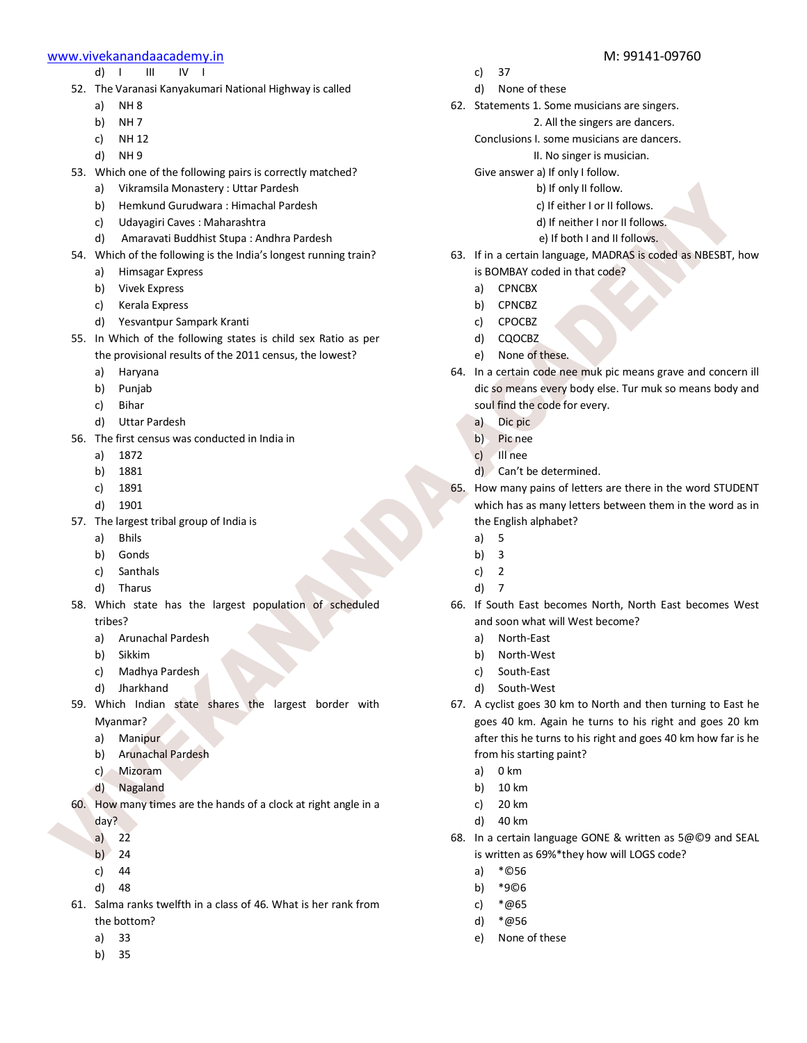d) I III IV I

52. The Varanasi Kanyakumari National Highway is called
    a) NH 8
    b) NH 7
    c) NH 12
    d) NH 9
53. Which one of the following pairs is correctly matched?
    a) Vikramsila Monastery : Uttar Pardesh
    b) Hemkund Gurudwara : Himachal Pardesh
    c) Udayagiri Caves : Maharashtra
    d) Amaravati Buddhist Stupa : Andhra Pardesh
54. Which of the following is the India's longest running train?
    a) Himsagar Express
    b) Vivek Express
    c) Kerala Express
    d) Yesvantpur Sampark Kranti
55. In Which of the following states is child sex Ratio as per the provisional results of the 2011 census, the lowest?
    a) Haryana
    b) Punjab
    c) Bihar
    d) Uttar Pardesh
56. The first census was conducted in India in
    a) 1872
    b) 1881
    c) 1891
    d) 1901
57. The largest tribal group of India is
    a) Bhils
    b) Gonds
    c) Santhals
    d) Tharus
58. Which state has the largest population of scheduled tribes?
    a) Arunachal Pardesh
    b) Sikkim
    c) Madhya Pardesh
    d) Jharkhand
59. Which Indian state shares the largest border with Myanmar?
    a) Manipur
    b) Arunachal Pardesh
    c) Mizoram
    d) Nagaland
60. How many times are the hands of a clock at right angle in a day?
    a) 22
    b) 24
    c) 44
    d) 48
61. Salma ranks twelfth in a class of 46. What is her rank from the bottom?
    a) 33
    b) 35
    c) 37
    d) None of these
62. Statements 1. Some musicians are singers.
    2. All the singers are dancers.
    Conclusions I. some musicians are dancers.
    II. No singer is musician.
    Give answer a) If only I follow.
    b) If only II follow.
    c) If either I or II follows.
    d) If neither I nor II follows.
    e) If both I and II follows.
63. If in a certain language, MADRAS is coded as NBESBT, how is BOMBAY coded in that code?
    a) CPNCBX
    b) CPNCBZ
    c) CPOCBZ
    d) CQOCBZ
    e) None of these.
64. In a certain code nee muk pic means grave and concern ill dic so means every body else. Tur muk so means body and soul find the code for every.
    a) Dic pic
    b) Pic nee
    c) Ill nee
    d) Can't be determined.
65. How many pains of letters are there in the word STUDENT which has as many letters between them in the word as in the English alphabet?
    a) 5
    b) 3
    c) 2
    d) 7
66. If South East becomes North, North East becomes West and soon what will West become?
    a) North-East
    b) North-West
    c) South-East
    d) South-West
67. A cyclist goes 30 km to North and then turning to East he goes 40 km. Again he turns to his right and goes 20 km after this he turns to his right and goes 40 km how far is he from his starting paint?
    a) 0 km
    b) 10 km
    c) 20 km
    d) 40 km
68. In a certain language GONE & written as 5@©9 and SEAL is written as 69%*they how will LOGS code?
    a) *©56
    b) *9©6
    c) *@65
    d) *@56
    e) None of these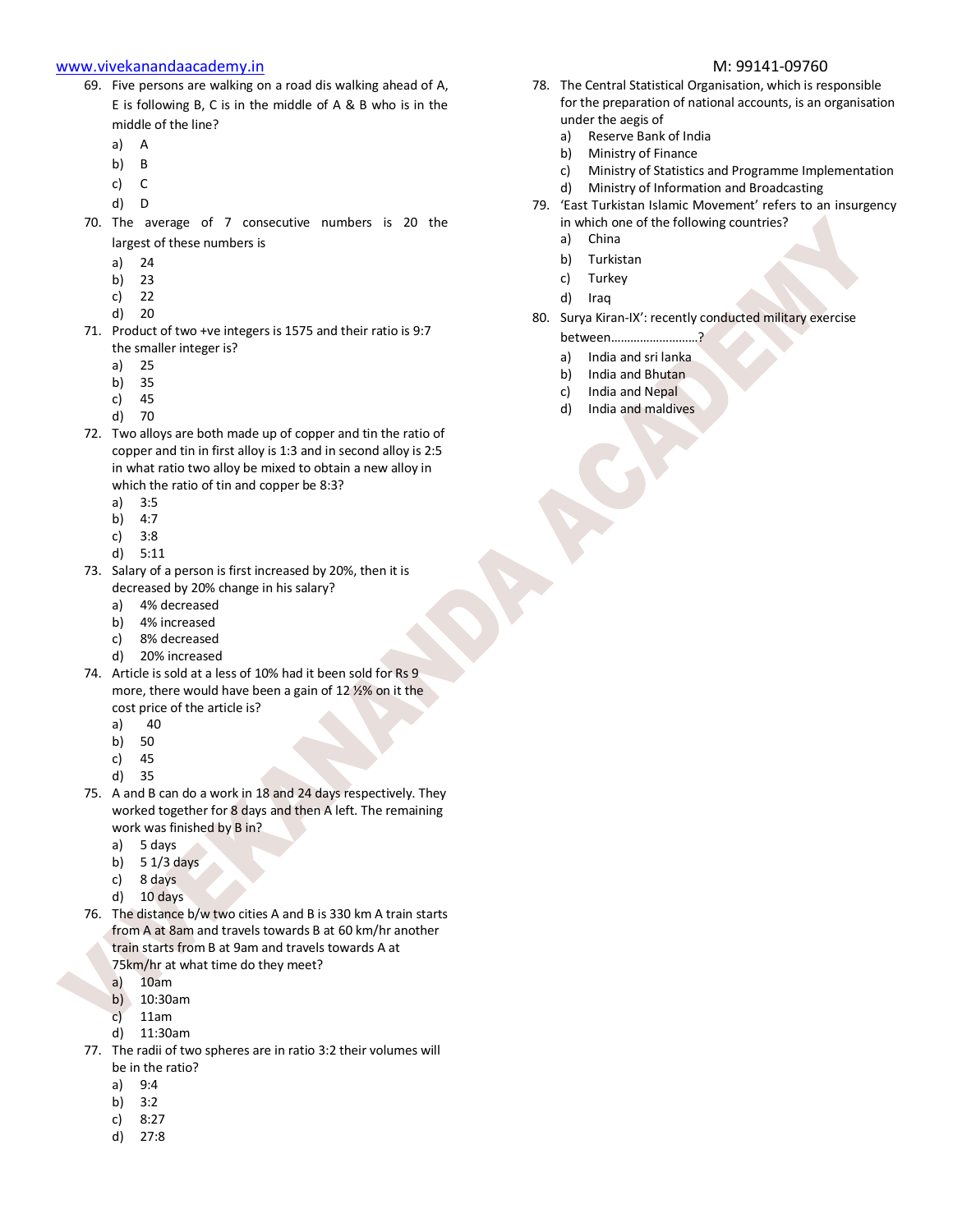69. Five persons are walking on a road dis walking ahead of A, E is following B, C is in the middle of A & B who is in the middle of the line?
    a) A
    b) B
    c) C
    d) D
70. The average of 7 consecutive numbers is 20 the largest of these numbers is
    a) 24
    b) 23
    c) 22
    d) 20
71. Product of two +ve integers is 1575 and their ratio is 9:7 the smaller integer is?
    a) 25
    b) 35
    c) 45
    d) 70
72. Two alloys are both made up of copper and tin the ratio of copper and tin in first alloy is 1:3 and in second alloy is 2:5 in what ratio two alloy be mixed to obtain a new alloy in which the ratio of tin and copper be 8:3?
    a) 3:5
    b) 4:7
    c) 3:8
    d) 5:11
73. Salary of a person is first increased by 20%, then it is decreased by 20% change in his salary?
    a) 4% decreased
    b) 4% increased
    c) 8% decreased
    d) 20% increased
74. Article is sold at a less of 10% had it been sold for Rs 9 more, there would have been a gain of 12 ½% on it the cost price of the article is?
    a) 40
    b) 50
    c) 45
    d) 35
75. A and B can do a work in 18 and 24 days respectively. They worked together for 8 days and then A left. The remaining work was finished by B in?
    a) 5 days
    b) 5 1/3 days
    c) 8 days
    d) 10 days
76. The distance b/w two cities A and B is 330 km A train starts from A at 8am and travels towards B at 60 km/hr another train starts from B at 9am and travels towards A at 75km/hr at what time do they meet?
    a) 10am
    b) 10:30am
    c) 11am
    d) 11:30am
77. The radii of two spheres are in ratio 3:2 their volumes will be in the ratio?
    a) 9:4
    b) 3:2
    c) 8:27
    d) 27:8
78. The Central Statistical Organisation, which is responsible for the preparation of national accounts, is an organisation under the aegis of
    a) Reserve Bank of India
    b) Ministry of Finance
    c) Ministry of Statistics and Programme Implementation
    d) Ministry of Information and Broadcasting
79. 'East Turkistan Islamic Movement' refers to an insurgency in which one of the following countries?
    a) China
    b) Turkistan
    c) Turkey
    d) Iraq
80. Surya Kiran-IX': recently conducted military exercise between……………………..?
    a) India and sri lanka
    b) India and Bhutan
    c) India and Nepal
    d) India and maldives